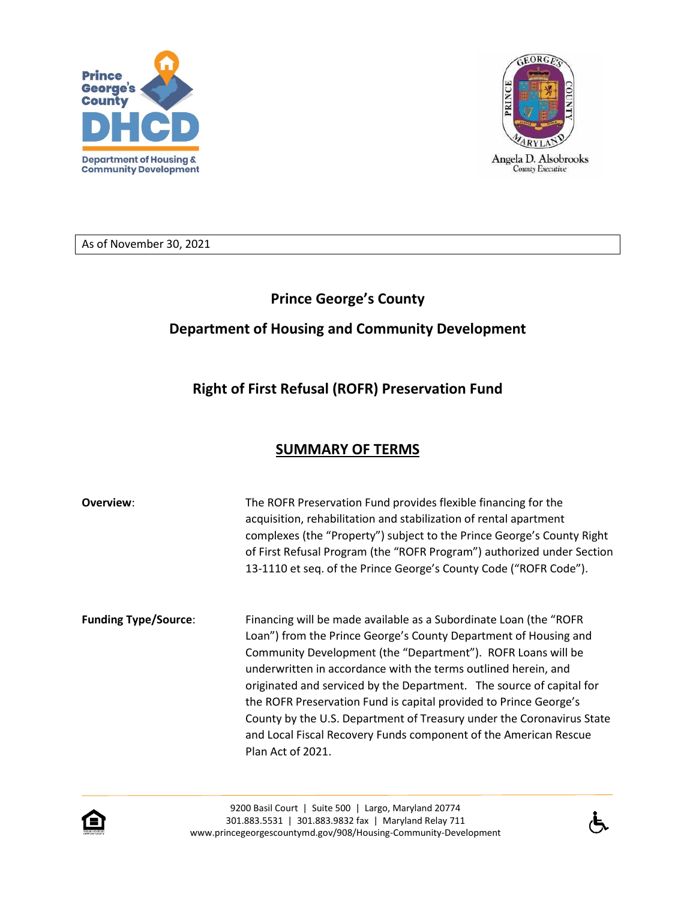Prince George's County DHCD
Department of Housing & Community Development

Angela D. Alsobrooks
County Executive

As of November 30, 2021

# Prince George's County

## Department of Housing and Community Development

## Right of First Refusal (ROFR) Preservation Fund

## SUMMARY OF TERMS

**Overview**: The ROFR Preservation Fund provides flexible financing for the acquisition, rehabilitation and stabilization of rental apartment complexes (the "Property") subject to the Prince George's County Right of First Refusal Program (the "ROFR Program") authorized under Section 13-1110 et seq. of the Prince George's County Code ("ROFR Code").

**Funding Type/Source**: Financing will be made available as a Subordinate Loan (the "ROFR Loan") from the Prince George's County Department of Housing and Community Development (the "Department"). ROFR Loans will be underwritten in accordance with the terms outlined herein, and originated and serviced by the Department. The source of capital for the ROFR Preservation Fund is capital provided to Prince George's County by the U.S. Department of Treasury under the Coronavirus State and Local Fiscal Recovery Funds component of the American Rescue Plan Act of 2021.

9200 Basil Court | Suite 500 | Largo, Maryland 20774
301.883.5531 | 301.883.9832 fax | Maryland Relay 711
www.princegeorgescountymd.gov/908/Housing-Community-Development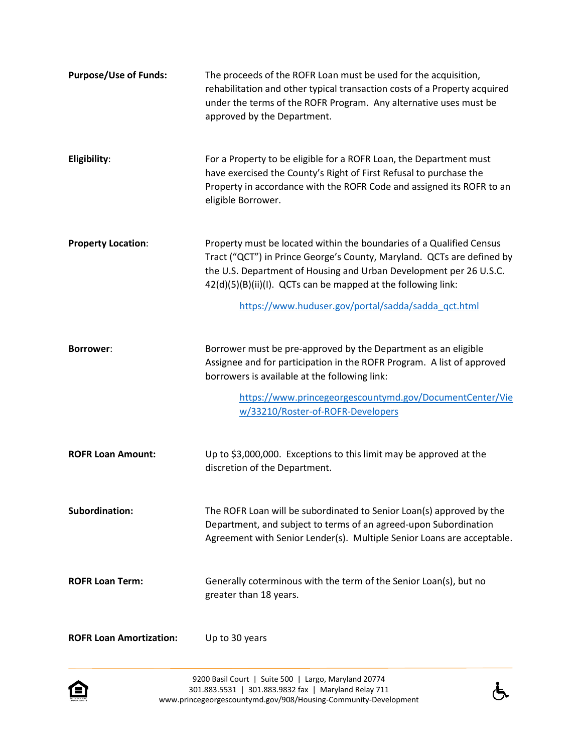**Purpose/Use of Funds:** The proceeds of the ROFR Loan must be used for the acquisition, rehabilitation and other typical transaction costs of a Property acquired under the terms of the ROFR Program. Any alternative uses must be approved by the Department.

**Eligibility**: For a Property to be eligible for a ROFR Loan, the Department must have exercised the County's Right of First Refusal to purchase the Property in accordance with the ROFR Code and assigned its ROFR to an eligible Borrower.

**Property Location**: Property must be located within the boundaries of a Qualified Census Tract ("QCT") in Prince George's County, Maryland. QCTs are defined by the U.S. Department of Housing and Urban Development per 26 U.S.C. 42(d)(5)(B)(ii)(I). QCTs can be mapped at the following link:

https://www.huduser.gov/portal/sadda/sadda_qct.html

**Borrower**: Borrower must be pre-approved by the Department as an eligible Assignee and for participation in the ROFR Program. A list of approved borrowers is available at the following link:

https://www.princegeorgescountymd.gov/DocumentCenter/View/33210/Roster-of-ROFR-Developers

**ROFR Loan Amount:** Up to $3,000,000. Exceptions to this limit may be approved at the discretion of the Department.

**Subordination:** The ROFR Loan will be subordinated to Senior Loan(s) approved by the Department, and subject to terms of an agreed-upon Subordination Agreement with Senior Lender(s). Multiple Senior Loans are acceptable.

**ROFR Loan Term:** Generally coterminous with the term of the Senior Loan(s), but no greater than 18 years.

**ROFR Loan Amortization:** Up to 30 years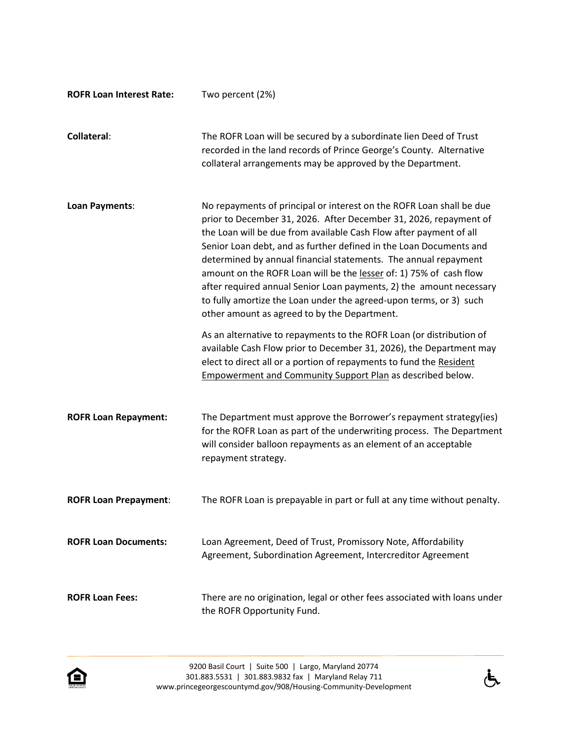**ROFR Loan Interest Rate:** Two percent (2%)

**Collateral**: The ROFR Loan will be secured by a subordinate lien Deed of Trust recorded in the land records of Prince George's County. Alternative collateral arrangements may be approved by the Department.

**Loan Payments**: No repayments of principal or interest on the ROFR Loan shall be due prior to December 31, 2026. After December 31, 2026, repayment of the Loan will be due from available Cash Flow after payment of all Senior Loan debt, and as further defined in the Loan Documents and determined by annual financial statements. The annual repayment amount on the ROFR Loan will be the lesser of: 1) 75% of cash flow after required annual Senior Loan payments, 2) the amount necessary to fully amortize the Loan under the agreed-upon terms, or 3) such other amount as agreed to by the Department.

As an alternative to repayments to the ROFR Loan (or distribution of available Cash Flow prior to December 31, 2026), the Department may elect to direct all or a portion of repayments to fund the Resident Empowerment and Community Support Plan as described below.

**ROFR Loan Repayment:** The Department must approve the Borrower's repayment strategy(ies) for the ROFR Loan as part of the underwriting process. The Department will consider balloon repayments as an element of an acceptable repayment strategy.

**ROFR Loan Prepayment**: The ROFR Loan is prepayable in part or full at any time without penalty.

**ROFR Loan Documents:** Loan Agreement, Deed of Trust, Promissory Note, Affordability Agreement, Subordination Agreement, Intercreditor Agreement

**ROFR Loan Fees:** There are no origination, legal or other fees associated with loans under the ROFR Opportunity Fund.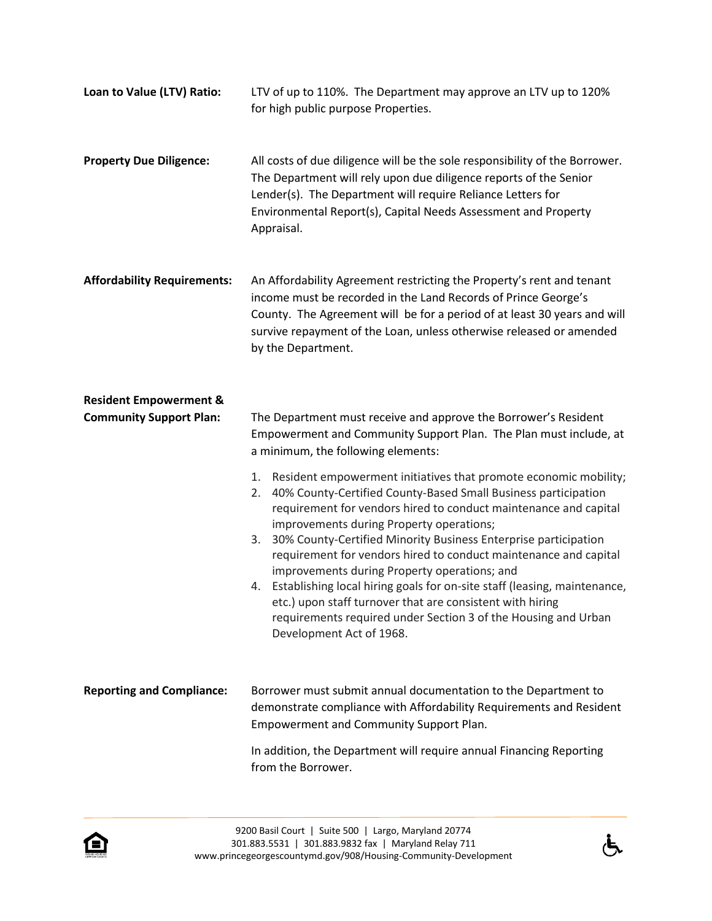**Loan to Value (LTV) Ratio:** LTV of up to 110%. The Department may approve an LTV up to 120% for high public purpose Properties.

**Property Due Diligence:** All costs of due diligence will be the sole responsibility of the Borrower. The Department will rely upon due diligence reports of the Senior Lender(s). The Department will require Reliance Letters for Environmental Report(s), Capital Needs Assessment and Property Appraisal.

**Affordability Requirements:** An Affordability Agreement restricting the Property's rent and tenant income must be recorded in the Land Records of Prince George's County. The Agreement will be for a period of at least 30 years and will survive repayment of the Loan, unless otherwise released or amended by the Department.

**Resident Empowerment & Community Support Plan:** The Department must receive and approve the Borrower's Resident Empowerment and Community Support Plan. The Plan must include, at a minimum, the following elements:

1. Resident empowerment initiatives that promote economic mobility;
2. 40% County-Certified County-Based Small Business participation requirement for vendors hired to conduct maintenance and capital improvements during Property operations;
3. 30% County-Certified Minority Business Enterprise participation requirement for vendors hired to conduct maintenance and capital improvements during Property operations; and
4. Establishing local hiring goals for on-site staff (leasing, maintenance, etc.) upon staff turnover that are consistent with hiring requirements required under Section 3 of the Housing and Urban Development Act of 1968.

**Reporting and Compliance:** Borrower must submit annual documentation to the Department to demonstrate compliance with Affordability Requirements and Resident Empowerment and Community Support Plan.

In addition, the Department will require annual Financing Reporting from the Borrower.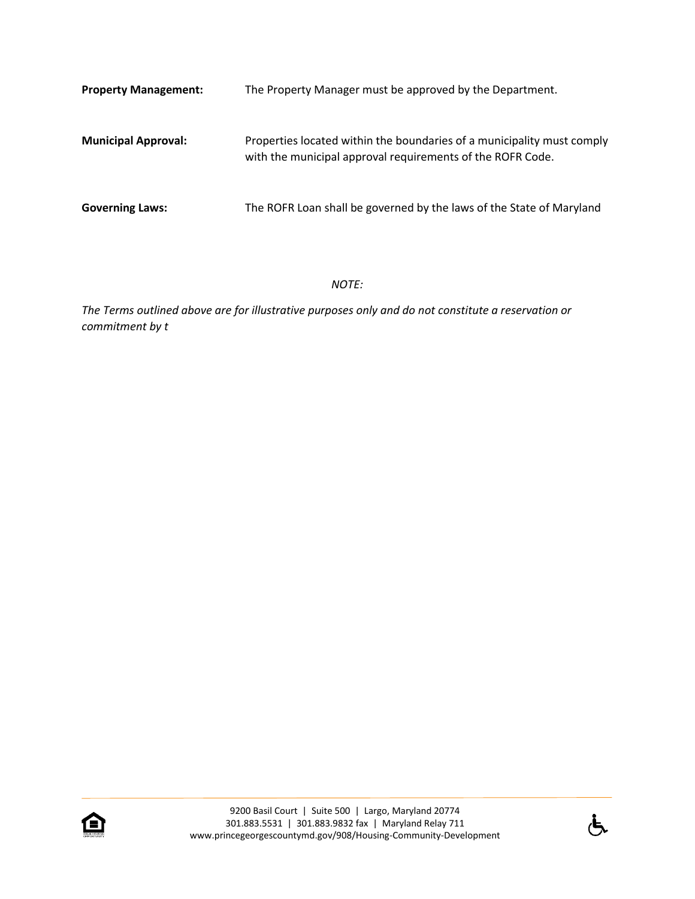**Property Management:** The Property Manager must be approved by the Department.

**Municipal Approval:** Properties located within the boundaries of a municipality must comply with the municipal approval requirements of the ROFR Code.

**Governing Laws:** The ROFR Loan shall be governed by the laws of the State of Maryland

*NOTE:*

*The Terms outlined above are for illustrative purposes only and do not constitute a reservation or commitment by t*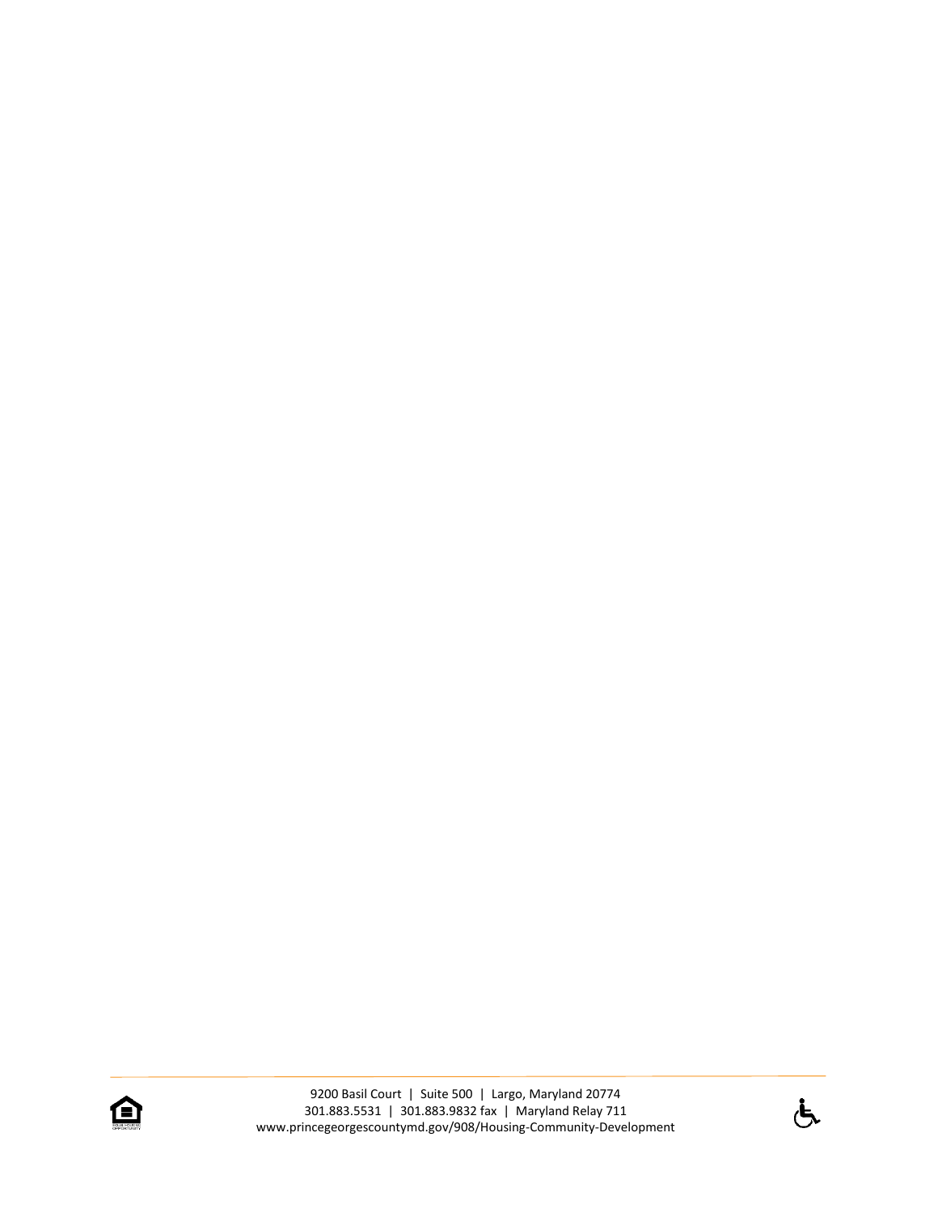9200 Basil Court | Suite 500 | Largo, Maryland 20774
301.883.5531 | 301.883.9832 fax | Maryland Relay 711
www.princegeorgescountymd.gov/908/Housing-Community-Development